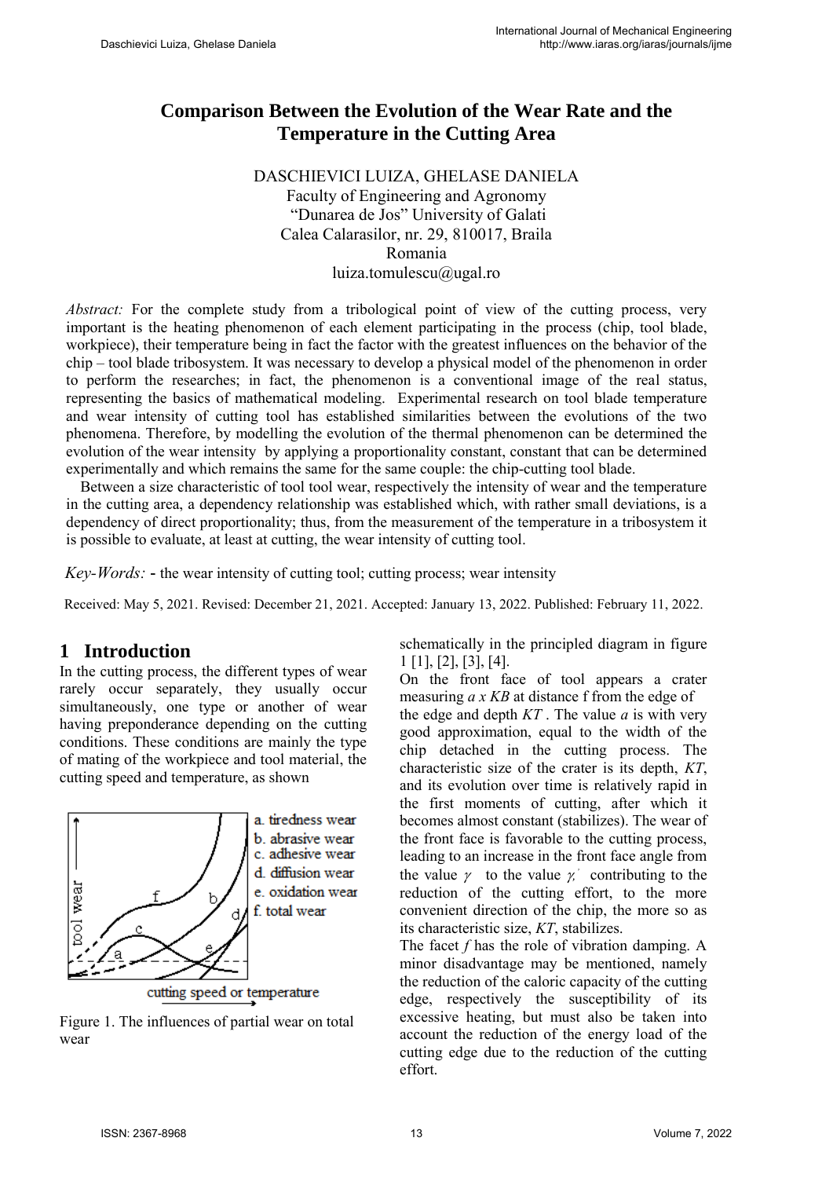# Comparison Between the Evolution of the Wear Rate and the Temperature in the Cutting Area

DASCHIEVICI LUIZA, GHELASE DANIELA
Faculty of Engineering and Agronomy
"Dunarea de Jos" University of Galati
Calea Calarasilor, nr. 29, 810017, Braila
Romania
luiza.tomulescu@ugal.ro

*Abstract:* For the complete study from a tribological point of view of the cutting process, very important is the heating phenomenon of each element participating in the process (chip, tool blade, workpiece), their temperature being in fact the factor with the greatest influences on the behavior of the chip – tool blade tribosystem. It was necessary to develop a physical model of the phenomenon in order to perform the researches; in fact, the phenomenon is a conventional image of the real status, representing the basics of mathematical modeling. Experimental research on tool blade temperature and wear intensity of cutting tool has established similarities between the evolutions of the two phenomena. Therefore, by modelling the evolution of the thermal phenomenon can be determined the evolution of the wear intensity by applying a proportionality constant, constant that can be determined experimentally and which remains the same for the same couple: the chip-cutting tool blade.

Between a size characteristic of tool tool wear, respectively the intensity of wear and the temperature in the cutting area, a dependency relationship was established which, with rather small deviations, is a dependency of direct proportionality; thus, from the measurement of the temperature in a tribosystem it is possible to evaluate, at least at cutting, the wear intensity of cutting tool.

*Key-Words:* - the wear intensity of cutting tool; cutting process; wear intensity

Received: May 5, 2021. Revised: December 21, 2021. Accepted: January 13, 2022. Published: February 11, 2022.

## 1 Introduction

In the cutting process, the different types of wear rarely occur separately, they usually occur simultaneously, one type or another of wear having preponderance depending on the cutting conditions. These conditions are mainly the type of mating of the workpiece and tool material, the cutting speed and temperature, as shown schematically in the principled diagram in figure 1 [1], [2], [3], [4].

a. tiredness wear
b. abrasive wear
c. adhesive wear
d. diffusion wear
e. oxidation wear
f. total wear

Figure 1. The influences of partial wear on total wear

On the front face of tool appears a crater measuring *a x KB* at distance f from the edge of the edge and depth *KT* . The value *a* is with very good approximation, equal to the width of the chip detached in the cutting process. The characteristic size of the crater is its depth, *KT*, and its evolution over time is relatively rapid in the first moments of cutting, after which it becomes almost constant (stabilizes). The wear of the front face is favorable to the cutting process, leading to an increase in the front face angle from the value $\gamma$ to the value $\gamma_r'$ contributing to the reduction of the cutting effort, to the more convenient direction of the chip, the more so as its characteristic size, *KT*, stabilizes.

The facet *f* has the role of vibration damping. A minor disadvantage may be mentioned, namely the reduction of the caloric capacity of the cutting edge, respectively the susceptibility of its excessive heating, but must also be taken into account the reduction of the energy load of the cutting edge due to the reduction of the cutting effort.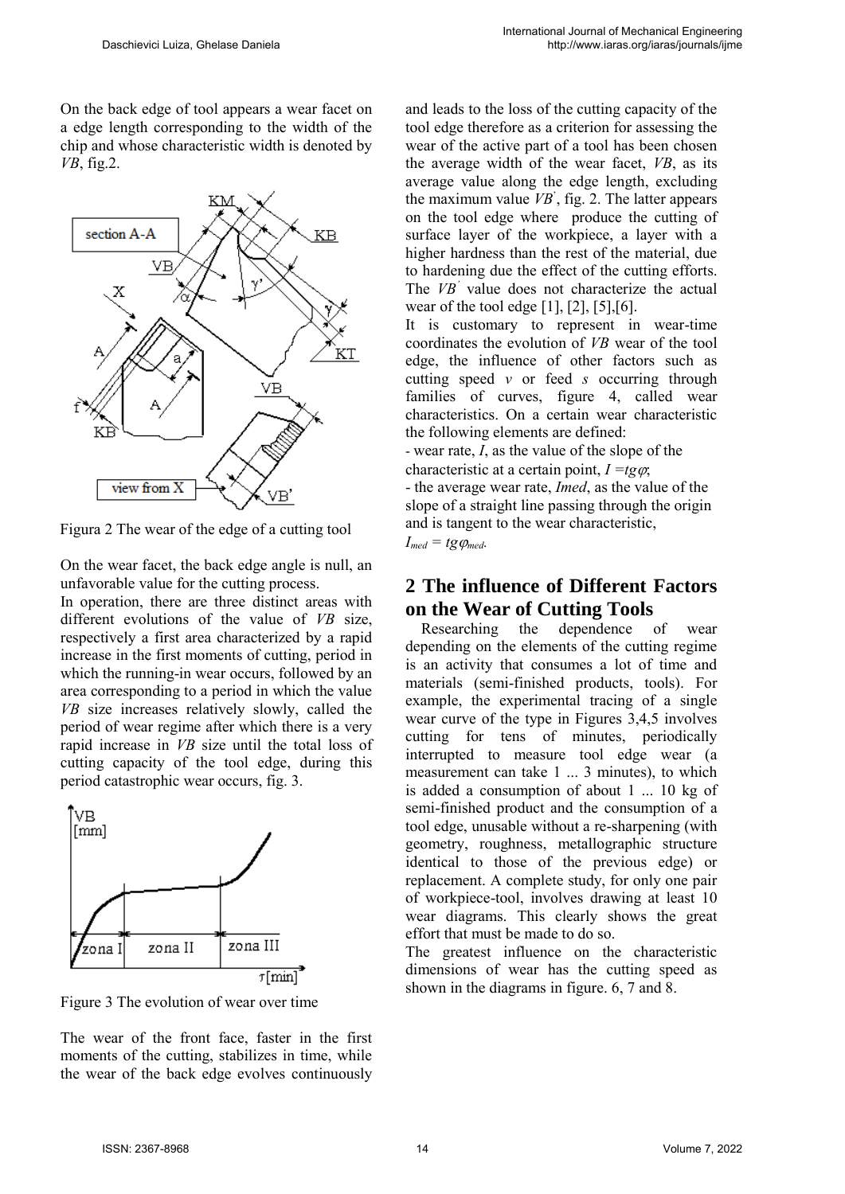On the back edge of tool appears a wear facet on a edge length corresponding to the width of the chip and whose characteristic width is denoted by *VB*, fig.2.

Figura 2 The wear of the edge of a cutting tool

On the wear facet, the back edge angle is null, an unfavorable value for the cutting process.

In operation, there are three distinct areas with different evolutions of the value of *VB* size, respectively a first area characterized by a rapid increase in the first moments of cutting, period in which the running-in wear occurs, followed by an area corresponding to a period in which the value *VB* size increases relatively slowly, called the period of wear regime after which there is a very rapid increase in *VB* size until the total loss of cutting capacity of the tool edge, during this period catastrophic wear occurs, fig. 3.

Figure 3 The evolution of wear over time

The wear of the front face, faster in the first moments of the cutting, stabilizes in time, while the wear of the back edge evolves continuously and leads to the loss of the cutting capacity of the tool edge therefore as a criterion for assessing the wear of the active part of a tool has been chosen the average width of the wear facet, *VB*, as its average value along the edge length, excluding the maximum value $VB'$, fig. 2. The latter appears on the tool edge where produce the cutting of surface layer of the workpiece, a layer with a higher hardness than the rest of the material, due to hardening due the effect of the cutting efforts. The $VB'$ value does not characterize the actual wear of the tool edge [1], [2], [5],[6].

It is customary to represent in wear-time coordinates the evolution of *VB* wear of the tool edge, the influence of other factors such as cutting speed *v* or feed *s* occurring through families of curves, figure 4, called wear characteristics. On a certain wear characteristic the following elements are defined:

- wear rate, *I*, as the value of the slope of the characteristic at a certain point, $I = tg\varphi$;
- the average wear rate, *Imed*, as the value of the slope of a straight line passing through the origin and is tangent to the wear characteristic, $I_{med} = tg\varphi_{med}$.

## 2 The influence of Different Factors on the Wear of Cutting Tools

Researching the dependence of wear depending on the elements of the cutting regime is an activity that consumes a lot of time and materials (semi-finished products, tools). For example, the experimental tracing of a single wear curve of the type in Figures 3,4,5 involves cutting for tens of minutes, periodically interrupted to measure tool edge wear (a measurement can take 1 ... 3 minutes), to which is added a consumption of about 1 ... 10 kg of semi-finished product and the consumption of a tool edge, unusable without a re-sharpening (with geometry, roughness, metallographic structure identical to those of the previous edge) or replacement. A complete study, for only one pair of workpiece-tool, involves drawing at least 10 wear diagrams. This clearly shows the great effort that must be made to do so.

The greatest influence on the characteristic dimensions of wear has the cutting speed as shown in the diagrams in figure. 6, 7 and 8.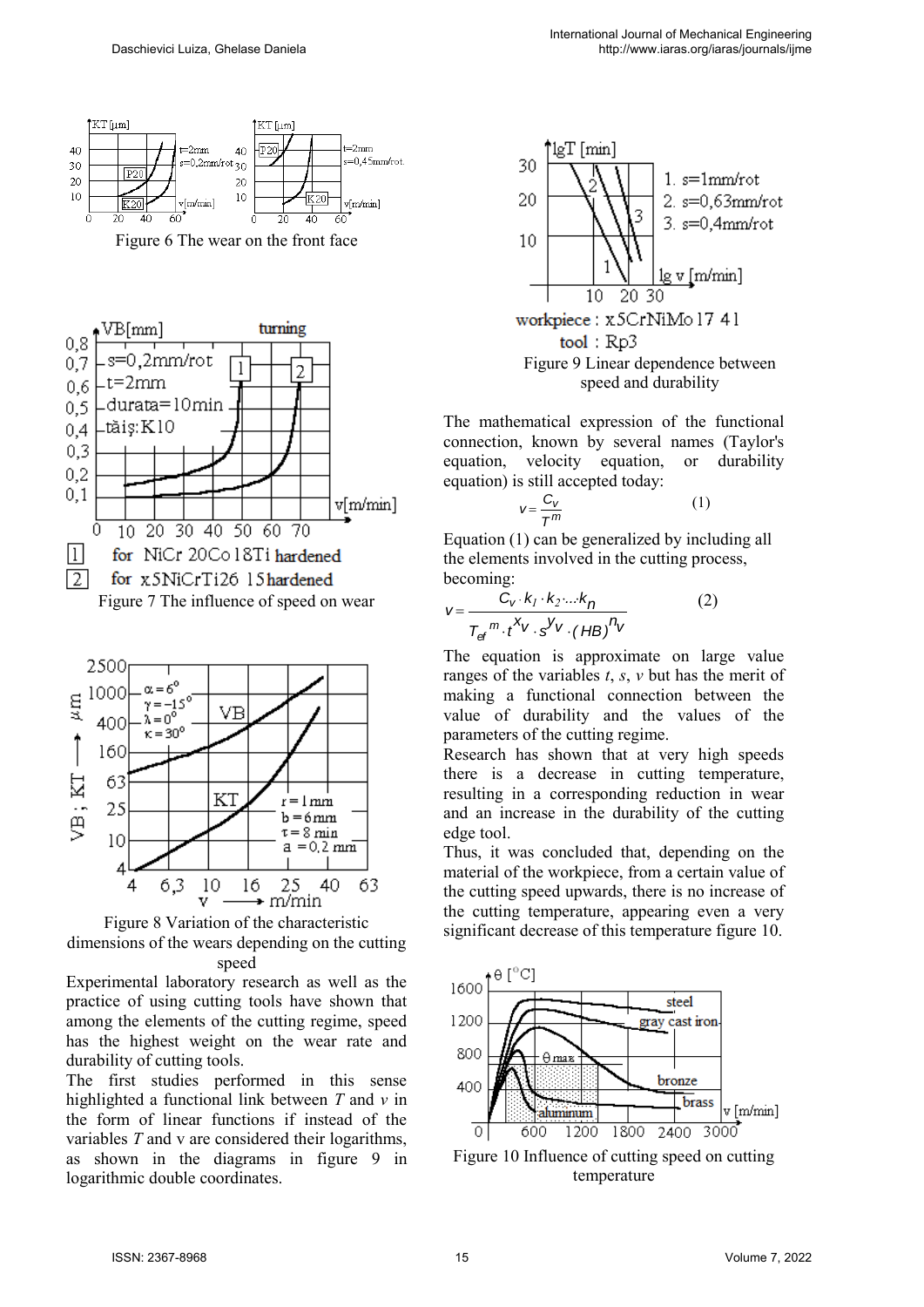Figure 6 The wear on the front face

Figure 7 The influence of speed on wear

Figure 8 Variation of the characteristic dimensions of the wears depending on the cutting speed

Experimental laboratory research as well as the practice of using cutting tools have shown that among the elements of the cutting regime, speed has the highest weight on the wear rate and durability of cutting tools.

The first studies performed in this sense highlighted a functional link between $T$ and $v$ in the form of linear functions if instead of the variables $T$ and v are considered their logarithms, as shown in the diagrams in figure 9 in logarithmic double coordinates.

Figure 9 Linear dependence between speed and durability

The mathematical expression of the functional connection, known by several names (Taylor's equation, velocity equation, or durability equation) is still accepted today:

$$v = \frac{C_v}{T^m} \qquad (1)$$

Equation (1) can be generalized by including all the elements involved in the cutting process, becoming:

$$v = \frac{C_v \cdot k_1 \cdot k_2 \cdot \ldots \cdot k_n}{T_{ef}^{\,m} \cdot t^{x_v} \cdot s^{y_v} \cdot (HB)^{n_v}} \qquad (2)$$

The equation is approximate on large value ranges of the variables $t$, $s$, $v$ but has the merit of making a functional connection between the value of durability and the values of the parameters of the cutting regime.

Research has shown that at very high speeds there is a decrease in cutting temperature, resulting in a corresponding reduction in wear and an increase in the durability of the cutting edge tool.

Thus, it was concluded that, depending on the material of the workpiece, from a certain value of the cutting speed upwards, there is no increase of the cutting temperature, appearing even a very significant decrease of this temperature figure 10.

Figure 10 Influence of cutting speed on cutting temperature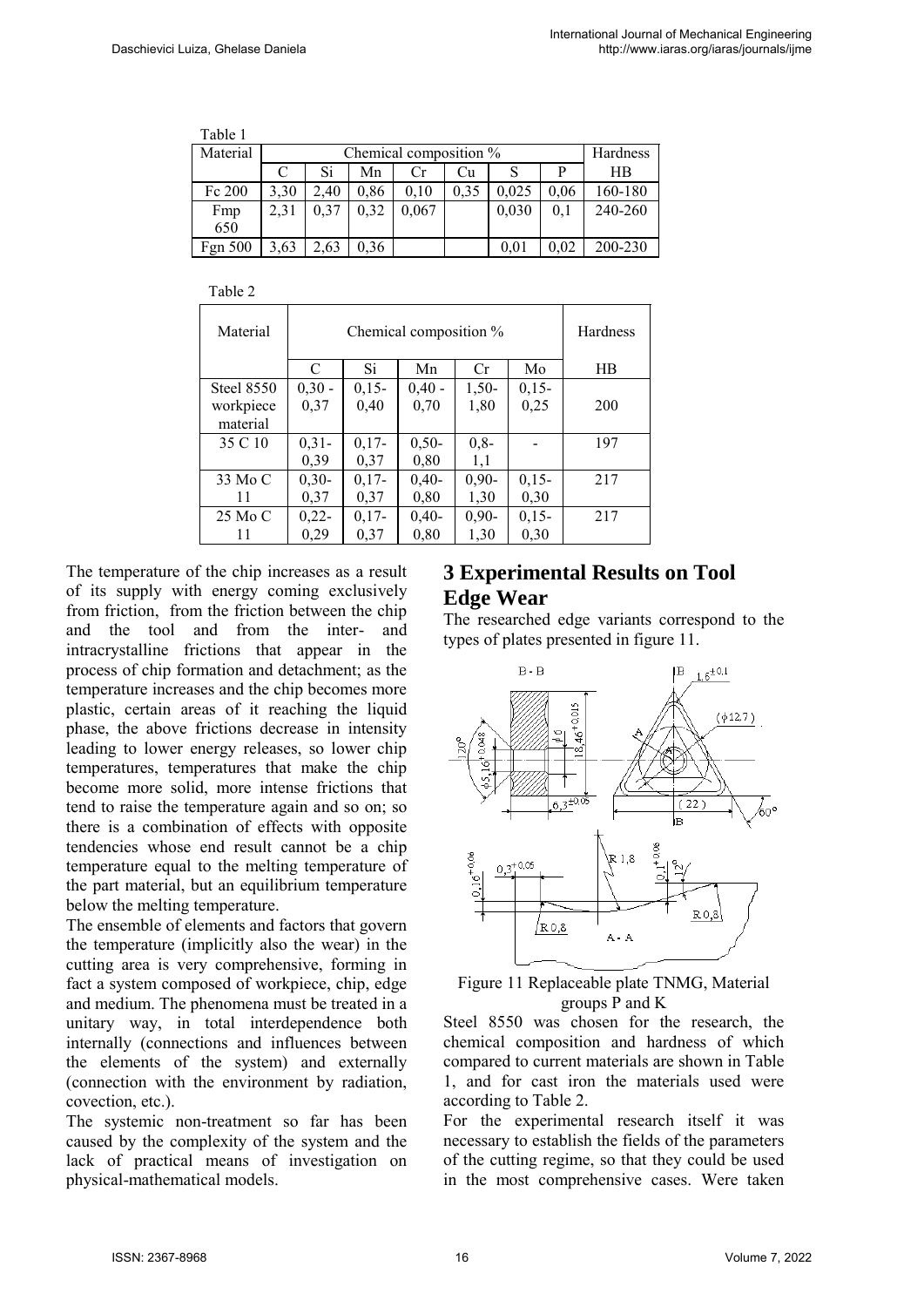Table 1

| Material | Chemical composition % | | | | | | | Hardness |
|---|---|---|---|---|---|---|---|---|
| | C | Si | Mn | Cr | Cu | S | P | HB |
| Fc 200 | 3,30 | 2,40 | 0,86 | 0,10 | 0,35 | 0,025 | 0,06 | 160-180 |
| Fmp 650 | 2,31 | 0,37 | 0,32 | 0,067 | | 0,030 | 0,1 | 240-260 |
| Fgn 500 | 3,63 | 2,63 | 0,36 | | | 0,01 | 0,02 | 200-230 |

Table 2

| Material | Chemical composition % | | | | | Hardness |
|---|---|---|---|---|---|---|
| | C | Si | Mn | Cr | Mo | HB |
| Steel 8550 workpiece material | 0,30 - 0,37 | 0,15- 0,40 | 0,40 - 0,70 | 1,50- 1,80 | 0,15- 0,25 | 200 |
| 35 C 10 | 0,31- 0,39 | 0,17- 0,37 | 0,50- 0,80 | 0,8- 1,1 | - | 197 |
| 33 Mo C 11 | 0,30- 0,37 | 0,17- 0,37 | 0,40- 0,80 | 0,90- 1,30 | 0,15- 0,30 | 217 |
| 25 Mo C 11 | 0,22- 0,29 | 0,17- 0,37 | 0,40- 0,80 | 0,90- 1,30 | 0,15- 0,30 | 217 |

The temperature of the chip increases as a result of its supply with energy coming exclusively from friction, from the friction between the chip and the tool and from the inter- and intracrystalline frictions that appear in the process of chip formation and detachment; as the temperature increases and the chip becomes more plastic, certain areas of it reaching the liquid phase, the above frictions decrease in intensity leading to lower energy releases, so lower chip temperatures, temperatures that make the chip become more solid, more intense frictions that tend to raise the temperature again and so on; so there is a combination of effects with opposite tendencies whose end result cannot be a chip temperature equal to the melting temperature of the part material, but an equilibrium temperature below the melting temperature.

The ensemble of elements and factors that govern the temperature (implicitly also the wear) in the cutting area is very comprehensive, forming in fact a system composed of workpiece, chip, edge and medium. The phenomena must be treated in a unitary way, in total interdependence both internally (connections and influences between the elements of the system) and externally (connection with the environment by radiation, covection, etc.).

The systemic non-treatment so far has been caused by the complexity of the system and the lack of practical means of investigation on physical-mathematical models.

# 3 Experimental Results on Tool Edge Wear

The researched edge variants correspond to the types of plates presented in figure 11.

Figure 11 Replaceable plate TNMG, Material groups P and K

Steel 8550 was chosen for the research, the chemical composition and hardness of which compared to current materials are shown in Table 1, and for cast iron the materials used were according to Table 2.

For the experimental research itself it was necessary to establish the fields of the parameters of the cutting regime, so that they could be used in the most comprehensive cases. Were taken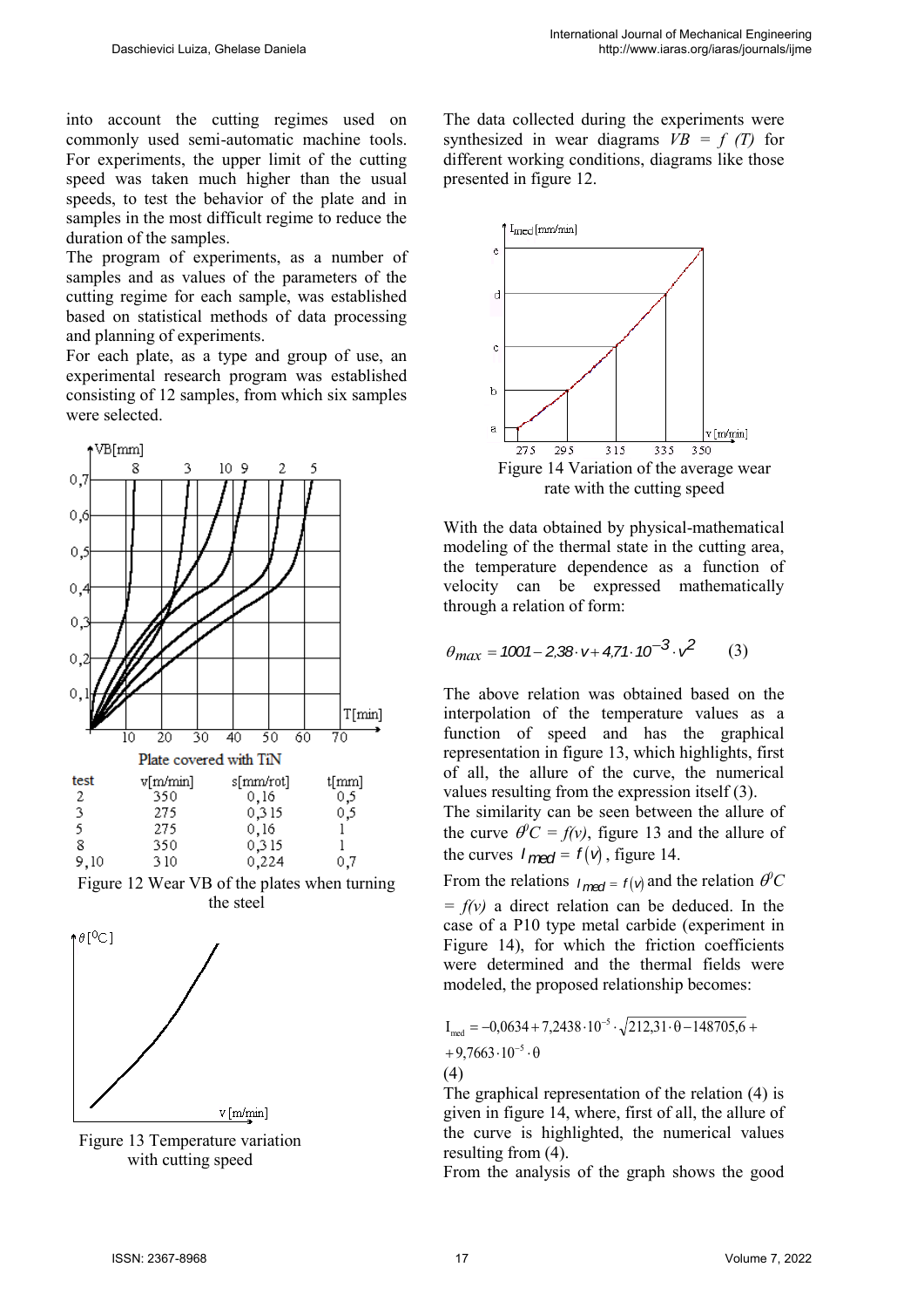into account the cutting regimes used on commonly used semi-automatic machine tools. For experiments, the upper limit of the cutting speed was taken much higher than the usual speeds, to test the behavior of the plate and in samples in the most difficult regime to reduce the duration of the samples.

The program of experiments, as a number of samples and as values of the parameters of the cutting regime for each sample, was established based on statistical methods of data processing and planning of experiments.

For each plate, as a type and group of use, an experimental research program was established consisting of 12 samples, from which six samples were selected.

Plate covered with TiN

| test | v[m/min] | s[mm/rot] | t[mm] |
|---|---|---|---|
| 2 | 350 | 0,16 | 0,5 |
| 3 | 275 | 0,315 | 0,5 |
| 5 | 275 | 0,16 | 1 |
| 8 | 350 | 0,315 | 1 |
| 9,10 | 310 | 0,224 | 0,7 |

Figure 12 Wear VB of the plates when turning the steel

Figure 13 Temperature variation with cutting speed

The data collected during the experiments were synthesized in wear diagrams *VB = f (T)* for different working conditions, diagrams like those presented in figure 12.

Figure 14 Variation of the average wear rate with the cutting speed

With the data obtained by physical-mathematical modeling of the thermal state in the cutting area, the temperature dependence as a function of velocity can be expressed mathematically through a relation of form:

$$\theta_{max} = 1001 - 2{,}38 \cdot v + 4{,}71 \cdot 10^{-3} \cdot v^2 \qquad (3)$$

The above relation was obtained based on the interpolation of the temperature values as a function of speed and has the graphical representation in figure 13, which highlights, first of all, the allure of the curve, the numerical values resulting from the expression itself (3).

The similarity can be seen between the allure of the curve $\theta^0 C = f(v)$, figure 13 and the allure of the curves $I_{med} = f(v)$, figure 14.

From the relations $I_{med} = f(v)$ and the relation $\theta^0 C = f(v)$ a direct relation can be deduced. In the case of a P10 type metal carbide (experiment in Figure 14), for which the friction coefficients were determined and the thermal fields were modeled, the proposed relationship becomes:

$$I_{med} = -0{,}0634 + 7{,}2438 \cdot 10^{-5} \cdot \sqrt{212{,}31 \cdot \theta - 148705{,}6} + 9{,}7663 \cdot 10^{-5} \cdot \theta \qquad (4)$$

The graphical representation of the relation (4) is given in figure 14, where, first of all, the allure of the curve is highlighted, the numerical values resulting from (4).

From the analysis of the graph shows the good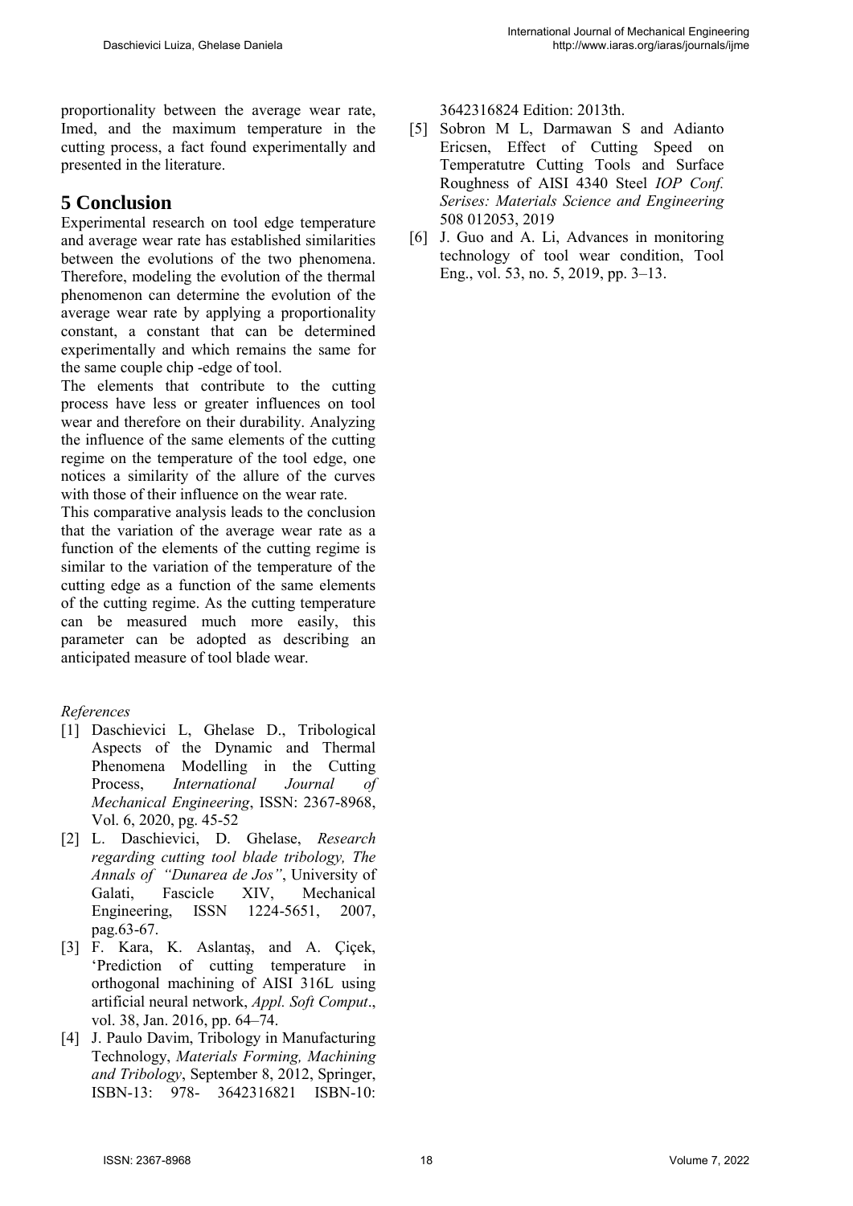proportionality between the average wear rate, Imed, and the maximum temperature in the cutting process, a fact found experimentally and presented in the literature.

# 5 Conclusion

Experimental research on tool edge temperature and average wear rate has established similarities between the evolutions of the two phenomena. Therefore, modeling the evolution of the thermal phenomenon can determine the evolution of the average wear rate by applying a proportionality constant, a constant that can be determined experimentally and which remains the same for the same couple chip -edge of tool.

The elements that contribute to the cutting process have less or greater influences on tool wear and therefore on their durability. Analyzing the influence of the same elements of the cutting regime on the temperature of the tool edge, one notices a similarity of the allure of the curves with those of their influence on the wear rate.

This comparative analysis leads to the conclusion that the variation of the average wear rate as a function of the elements of the cutting regime is similar to the variation of the temperature of the cutting edge as a function of the same elements of the cutting regime. As the cutting temperature can be measured much more easily, this parameter can be adopted as describing an anticipated measure of tool blade wear.

*References*

[1] Daschievici L, Ghelase D., Tribological Aspects of the Dynamic and Thermal Phenomena Modelling in the Cutting Process, *International Journal of Mechanical Engineering*, ISSN: 2367-8968, Vol. 6, 2020, pg. 45-52

[2] L. Daschievici, D. Ghelase, *Research regarding cutting tool blade tribology, The Annals of "Dunarea de Jos"*, University of Galati, Fascicle XIV, Mechanical Engineering, ISSN 1224-5651, 2007, pag.63-67.

[3] F. Kara, K. Aslantaş, and A. Çiçek, 'Prediction of cutting temperature in orthogonal machining of AISI 316L using artificial neural network, *Appl. Soft Comput*., vol. 38, Jan. 2016, pp. 64–74.

[4] J. Paulo Davim, Tribology in Manufacturing Technology, *Materials Forming, Machining and Tribology*, September 8, 2012, Springer, ISBN-13: 978- 3642316821 ISBN-10: 3642316824 Edition: 2013th.

[5] Sobron M L, Darmawan S and Adianto Ericsen, Effect of Cutting Speed on Temperatutre Cutting Tools and Surface Roughness of AISI 4340 Steel *IOP Conf. Serises: Materials Science and Engineering* 508 012053, 2019

[6] J. Guo and A. Li, Advances in monitoring technology of tool wear condition, Tool Eng., vol. 53, no. 5, 2019, pp. 3–13.